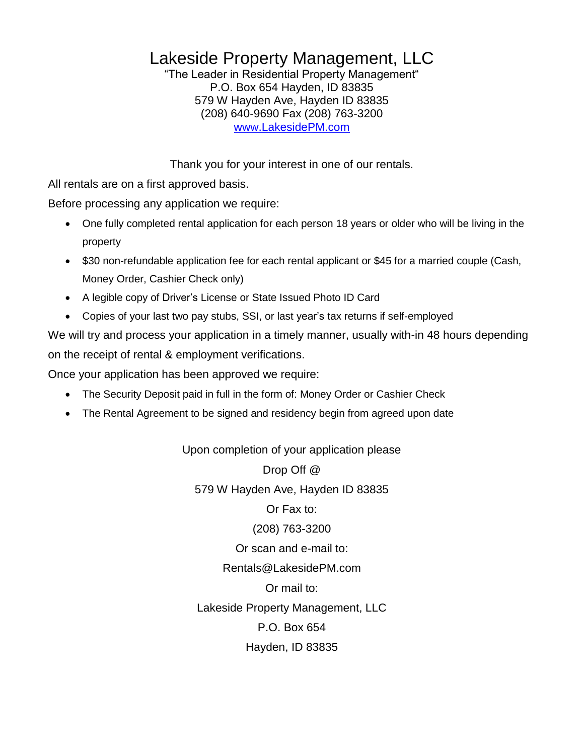# Lakeside Property Management, LLC

"The Leader in Residential Property Management"
P.O. Box 654 Hayden, ID 83835
579 W Hayden Ave, Hayden ID 83835
(208) 640-9690 Fax (208) 763-3200
www.LakesidePM.com

Thank you for your interest in one of our rentals.

All rentals are on a first approved basis.

Before processing any application we require:

- One fully completed rental application for each person 18 years or older who will be living in the property
- $30 non-refundable application fee for each rental applicant or $45 for a married couple (Cash, Money Order, Cashier Check only)
- A legible copy of Driver's License or State Issued Photo ID Card
- Copies of your last two pay stubs, SSI, or last year's tax returns if self-employed

We will try and process your application in a timely manner, usually with-in 48 hours depending on the receipt of rental & employment verifications.

Once your application has been approved we require:

- The Security Deposit paid in full in the form of: Money Order or Cashier Check
- The Rental Agreement to be signed and residency begin from agreed upon date

Upon completion of your application please

Drop Off @

579 W Hayden Ave, Hayden ID 83835

Or Fax to:

(208) 763-3200

Or scan and e-mail to:

Rentals@LakesidePM.com

Or mail to:

Lakeside Property Management, LLC

P.O. Box 654

Hayden, ID 83835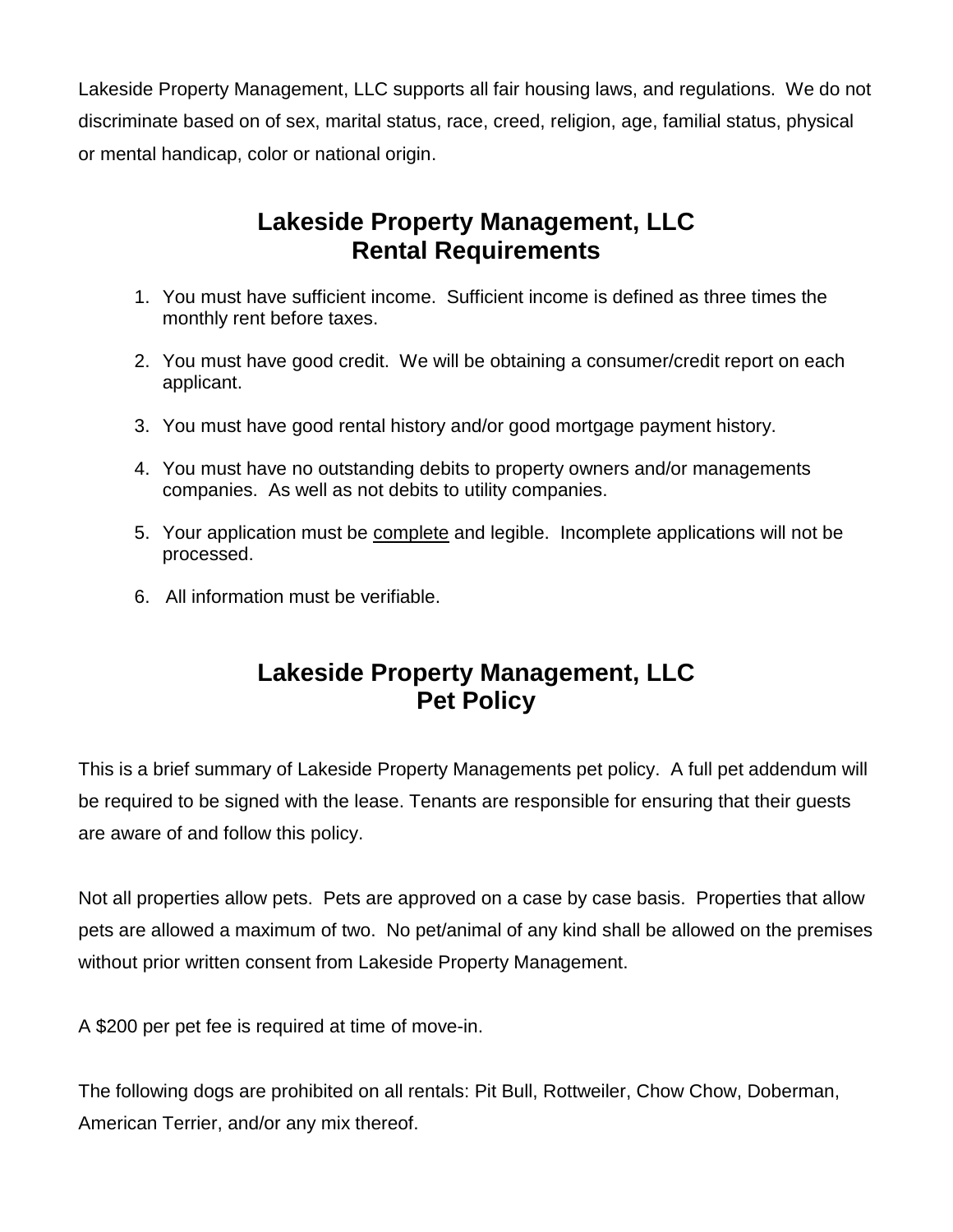Lakeside Property Management, LLC supports all fair housing laws, and regulations. We do not discriminate based on of sex, marital status, race, creed, religion, age, familial status, physical or mental handicap, color or national origin.

## Lakeside Property Management, LLC
## Rental Requirements

1. You must have sufficient income. Sufficient income is defined as three times the monthly rent before taxes.
2. You must have good credit. We will be obtaining a consumer/credit report on each applicant.
3. You must have good rental history and/or good mortgage payment history.
4. You must have no outstanding debits to property owners and/or managements companies. As well as not debits to utility companies.
5. Your application must be <u>complete</u> and legible. Incomplete applications will not be processed.
6. All information must be verifiable.

## Lakeside Property Management, LLC
## Pet Policy

This is a brief summary of Lakeside Property Managements pet policy. A full pet addendum will be required to be signed with the lease. Tenants are responsible for ensuring that their guests are aware of and follow this policy.

Not all properties allow pets. Pets are approved on a case by case basis. Properties that allow pets are allowed a maximum of two. No pet/animal of any kind shall be allowed on the premises without prior written consent from Lakeside Property Management.

A $200 per pet fee is required at time of move-in.

The following dogs are prohibited on all rentals: Pit Bull, Rottweiler, Chow Chow, Doberman, American Terrier, and/or any mix thereof.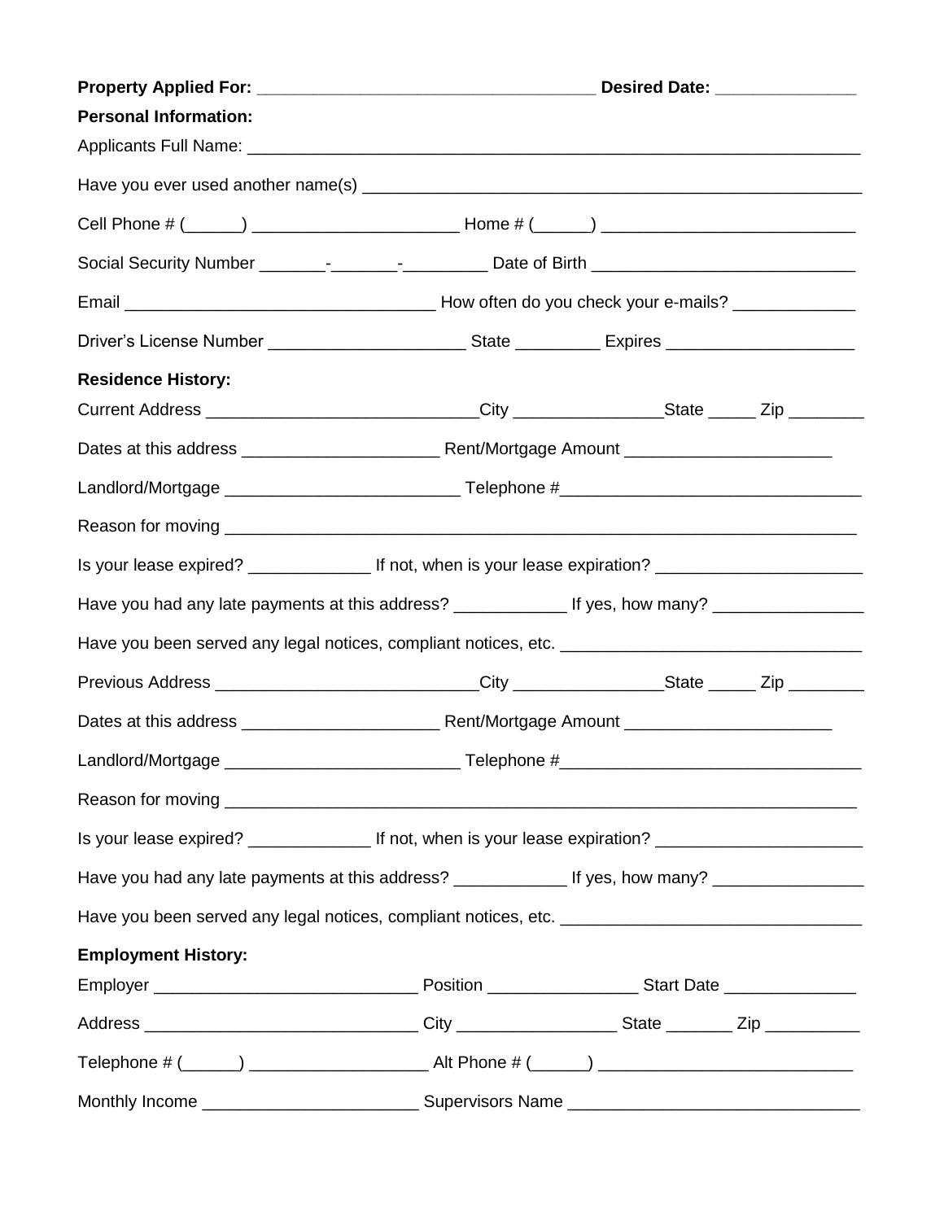**Property Applied For:** ___________________________________ **Desired Date:** ______________

**Personal Information:**

Applicants Full Name: ________________________________________________________________

Have you ever used another name(s) ______________________________________________________

Cell Phone # (______) ______________________ Home # (______) ___________________________

Social Security Number _______-_______-_________ Date of Birth ____________________________

Email _________________________________ How often do you check your e-mails? _____________

Driver's License Number _____________________ State _________ Expires ____________________

**Residence History:**

Current Address ____________________________City ________________State _____ Zip ________

Dates at this address _____________________ Rent/Mortgage Amount ______________________

Landlord/Mortgage _________________________ Telephone #________________________________

Reason for moving ___________________________________________________________________

Is your lease expired? _____________ If not, when is your lease expiration? ______________________

Have you had any late payments at this address? ____________ If yes, how many? ________________

Have you been served any legal notices, compliant notices, etc. _______________________________

Previous Address ___________________________City ________________State _____ Zip ________

Dates at this address _____________________ Rent/Mortgage Amount ______________________

Landlord/Mortgage _________________________ Telephone #________________________________

Reason for moving ___________________________________________________________________

Is your lease expired? _____________ If not, when is your lease expiration? ______________________

Have you had any late payments at this address? ____________ If yes, how many? ________________

Have you been served any legal notices, compliant notices, etc. _______________________________

**Employment History:**

Employer ___________________________ Position ________________ Start Date ______________

Address _____________________________ City _________________ State _______ Zip __________

Telephone # (______) ___________________ Alt Phone # (______) ___________________________

Monthly Income _______________________ Supervisors Name _______________________________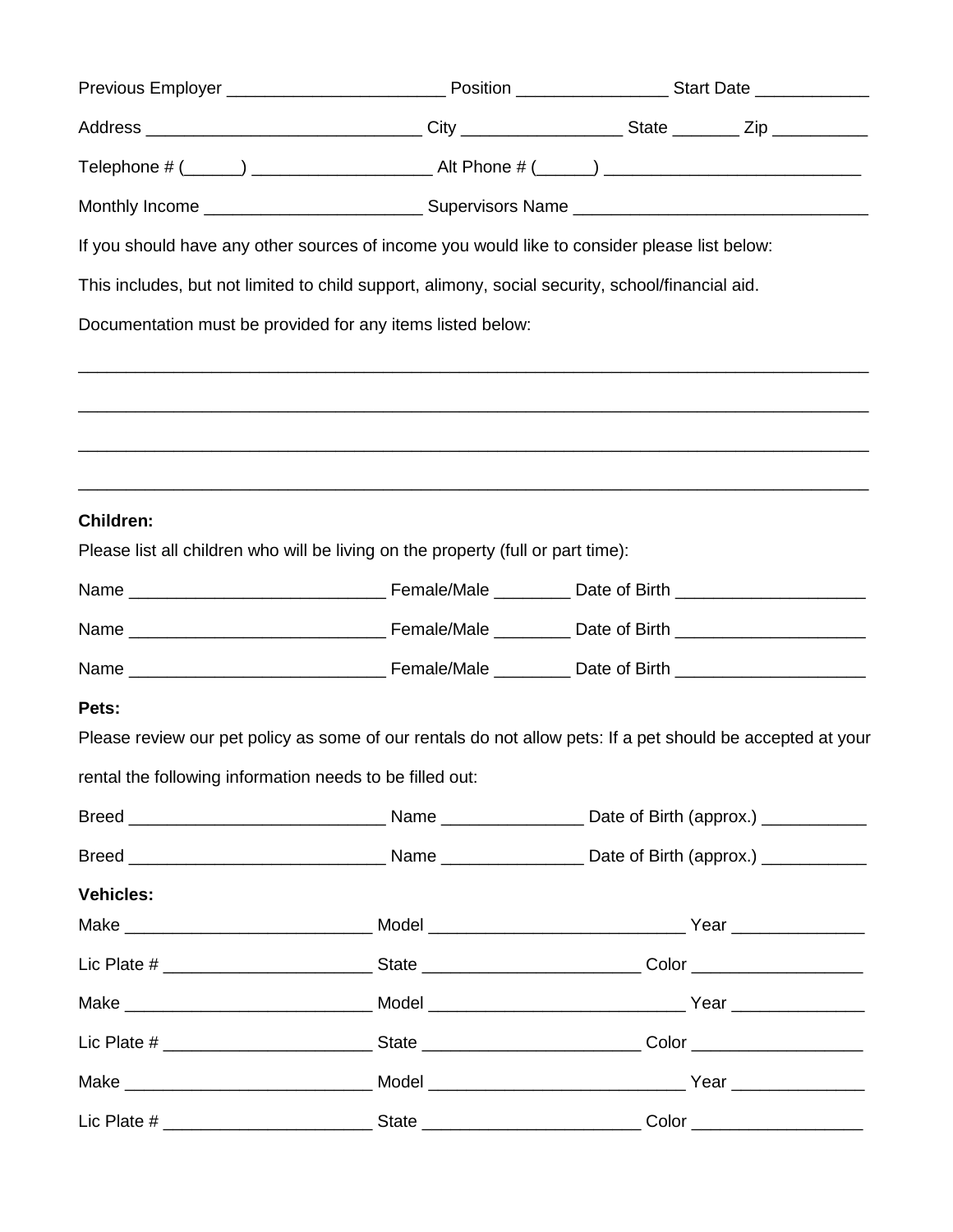Previous Employer _______________________ Position ________________ Start Date ____________

Address _____________________________ City _________________ State _______ Zip __________

Telephone # (______) ___________________ Alt Phone # (______) ___________________________

Monthly Income _______________________ Supervisors Name _______________________________

If you should have any other sources of income you would like to consider please list below:

This includes, but not limited to child support, alimony, social security, school/financial aid.

Documentation must be provided for any items listed below:

_____________________________________________________________________________________

_____________________________________________________________________________________

_____________________________________________________________________________________

_____________________________________________________________________________________

**Children:**

Please list all children who will be living on the property (full or part time):

Name ___________________________ Female/Male ________ Date of Birth ____________________

Name ___________________________ Female/Male ________ Date of Birth ____________________

Name ___________________________ Female/Male ________ Date of Birth ____________________

**Pets:**

Please review our pet policy as some of our rentals do not allow pets: If a pet should be accepted at your rental the following information needs to be filled out:

Breed ___________________________ Name _______________ Date of Birth (approx.) ___________

Breed ___________________________ Name _______________ Date of Birth (approx.) ___________

**Vehicles:**

Make __________________________ Model ___________________________ Year ______________

Lic Plate # ______________________ State _______________________ Color __________________

Make __________________________ Model ___________________________ Year ______________

Lic Plate # ______________________ State _______________________ Color __________________

Make __________________________ Model ___________________________ Year ______________

Lic Plate # ______________________ State _______________________ Color __________________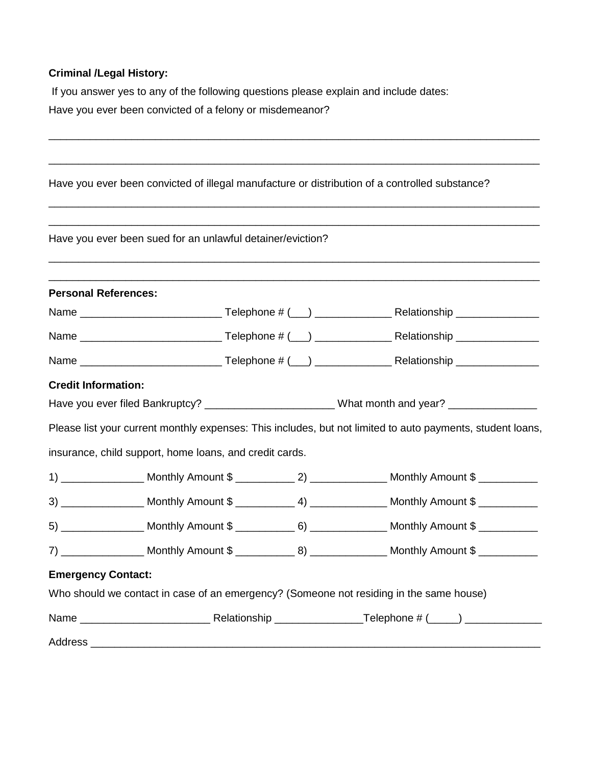**Criminal /Legal History:**

If you answer yes to any of the following questions please explain and include dates:

Have you ever been convicted of a felony or misdemeanor?

_______________________________________________________________________________

_______________________________________________________________________________

Have you ever been convicted of illegal manufacture or distribution of a controlled substance?

_______________________________________________________________________________

_______________________________________________________________________________

Have you ever been sued for an unlawful detainer/eviction?

_______________________________________________________________________________

_______________________________________________________________________________

**Personal References:**

Name ________________________ Telephone # (___) _____________ Relationship ______________

Name ________________________ Telephone # (___) _____________ Relationship ______________

Name ________________________ Telephone # (___) _____________ Relationship ______________

**Credit Information:**

Have you ever filed Bankruptcy? ______________________ What month and year? _______________

Please list your current monthly expenses: This includes, but not limited to auto payments, student loans, insurance, child support, home loans, and credit cards.

1) ______________ Monthly Amount $ __________ 2) _____________ Monthly Amount $ __________

3) ______________ Monthly Amount $ __________ 4) _____________ Monthly Amount $ __________

5) ______________ Monthly Amount $ __________ 6) _____________ Monthly Amount $ __________

7) ______________ Monthly Amount $ __________ 8) _____________ Monthly Amount $ __________

**Emergency Contact:**

Who should we contact in case of an emergency? (Someone not residing in the same house)

Name ______________________ Relationship _______________Telephone # (_____) _____________

Address ______________________________________________________________________________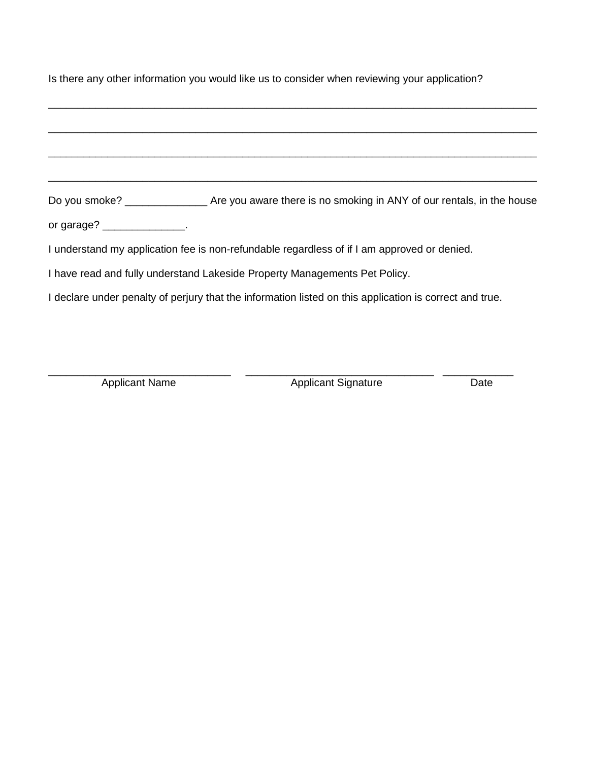Is there any other information you would like us to consider when reviewing your application?

______________________________________________________________________________

______________________________________________________________________________

______________________________________________________________________________

______________________________________________________________________________

Do you smoke? ______________ Are you aware there is no smoking in ANY of our rentals, in the house or garage? ______________.

I understand my application fee is non-refundable regardless of if I am approved or denied.

I have read and fully understand Lakeside Property Managements Pet Policy.

I declare under penalty of perjury that the information listed on this application is correct and true.

| ______________________________ | ______________________________ | ____________ |
|---|---|---|
| Applicant Name | Applicant Signature | Date |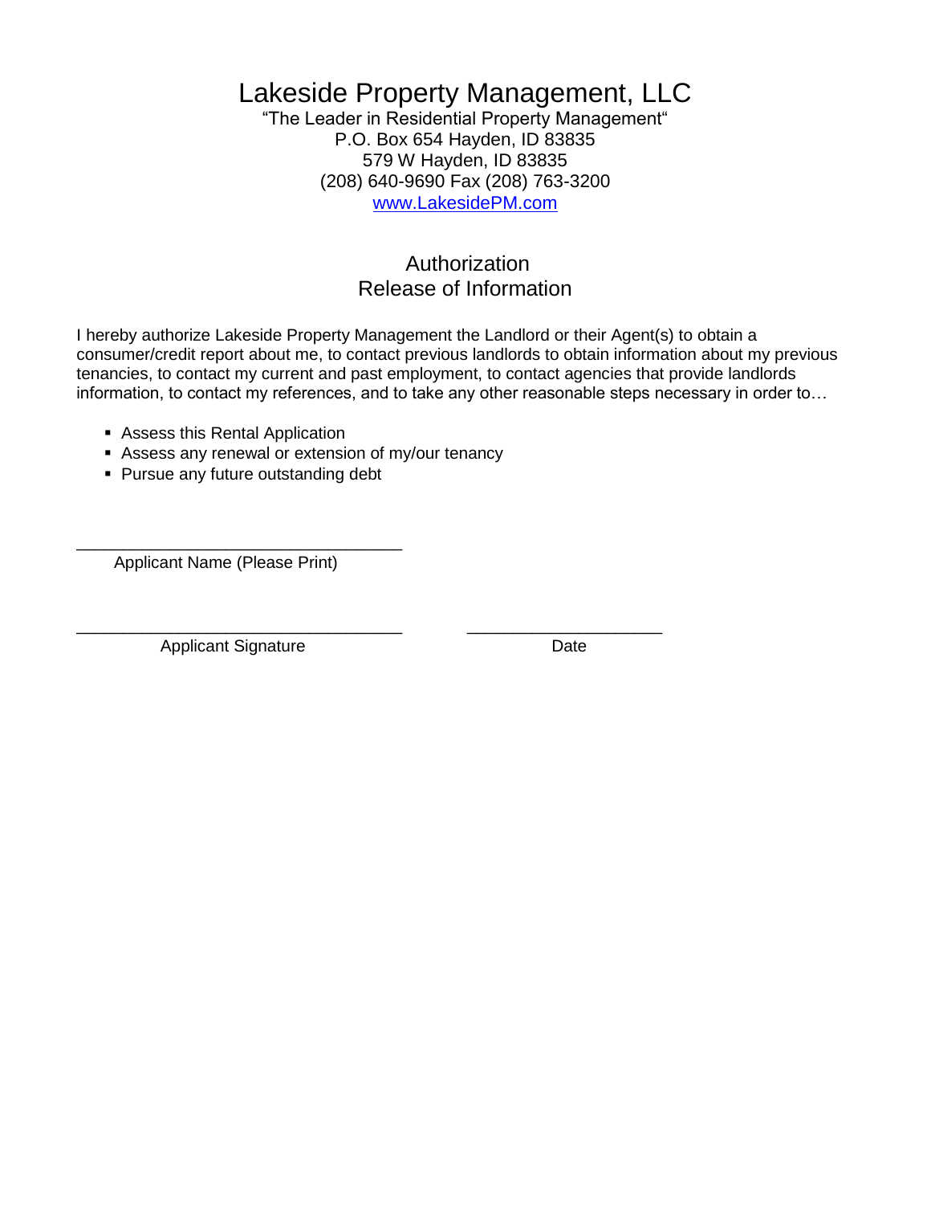# Lakeside Property Management, LLC

"The Leader in Residential Property Management"
P.O. Box 654 Hayden, ID 83835
579 W Hayden, ID 83835
(208) 640-9690 Fax (208) 763-3200
www.LakesidePM.com

## Authorization
## Release of Information

I hereby authorize Lakeside Property Management the Landlord or their Agent(s) to obtain a consumer/credit report about me, to contact previous landlords to obtain information about my previous tenancies, to contact my current and past employment, to contact agencies that provide landlords information, to contact my references, and to take any other reasonable steps necessary in order to…

- Assess this Rental Application
- Assess any renewal or extension of my/our tenancy
- Pursue any future outstanding debt

___________________________________
Applicant Name (Please Print)

___________________________________ ____________________
Applicant Signature Date